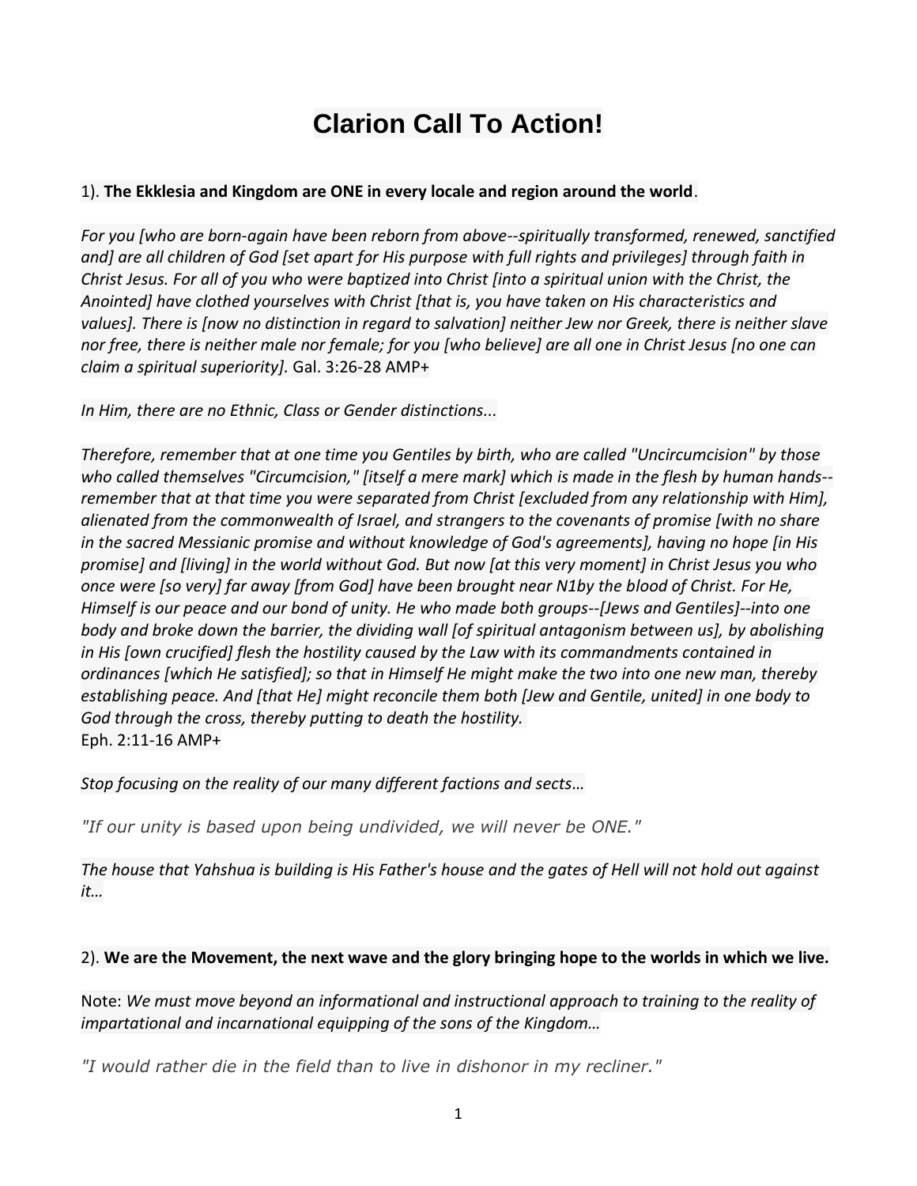# Clarion Call To Action!

1). **The Ekklesia and Kingdom are ONE in every locale and region around the world**.

*For you [who are born-again have been reborn from above--spiritually transformed, renewed, sanctified and] are all children of God [set apart for His purpose with full rights and privileges] through faith in Christ Jesus. For all of you who were baptized into Christ [into a spiritual union with the Christ, the Anointed] have clothed yourselves with Christ [that is, you have taken on His characteristics and values]. There is [now no distinction in regard to salvation] neither Jew nor Greek, there is neither slave nor free, there is neither male nor female; for you [who believe] are all one in Christ Jesus [no one can claim a spiritual superiority].* Gal. 3:26-28 AMP+

*In Him, there are no Ethnic, Class or Gender distinctions...*

*Therefore, remember that at one time you Gentiles by birth, who are called "Uncircumcision" by those who called themselves "Circumcision," [itself a mere mark] which is made in the flesh by human hands--remember that at that time you were separated from Christ [excluded from any relationship with Him], alienated from the commonwealth of Israel, and strangers to the covenants of promise [with no share in the sacred Messianic promise and without knowledge of God's agreements], having no hope [in His promise] and [living] in the world without God. But now [at this very moment] in Christ Jesus you who once were [so very] far away [from God] have been brought near N1by the blood of Christ. For He, Himself is our peace and our bond of unity. He who made both groups--[Jews and Gentiles]--into one body and broke down the barrier, the dividing wall [of spiritual antagonism between us], by abolishing in His [own crucified] flesh the hostility caused by the Law with its commandments contained in ordinances [which He satisfied]; so that in Himself He might make the two into one new man, thereby establishing peace. And [that He] might reconcile them both [Jew and Gentile, united] in one body to God through the cross, thereby putting to death the hostility.*
Eph. 2:11-16 AMP+

*Stop focusing on the reality of our many different factions and sects…*

*"If our unity is based upon being undivided, we will never be ONE."*

*The house that Yahshua is building is His Father's house and the gates of Hell will not hold out against it…*

2). **We are the Movement, the next wave and the glory bringing hope to the worlds in which we live.**

Note: *We must move beyond an informational and instructional approach to training to the reality of impartational and incarnational equipping of the sons of the Kingdom…*

*"I would rather die in the field than to live in dishonor in my recliner."*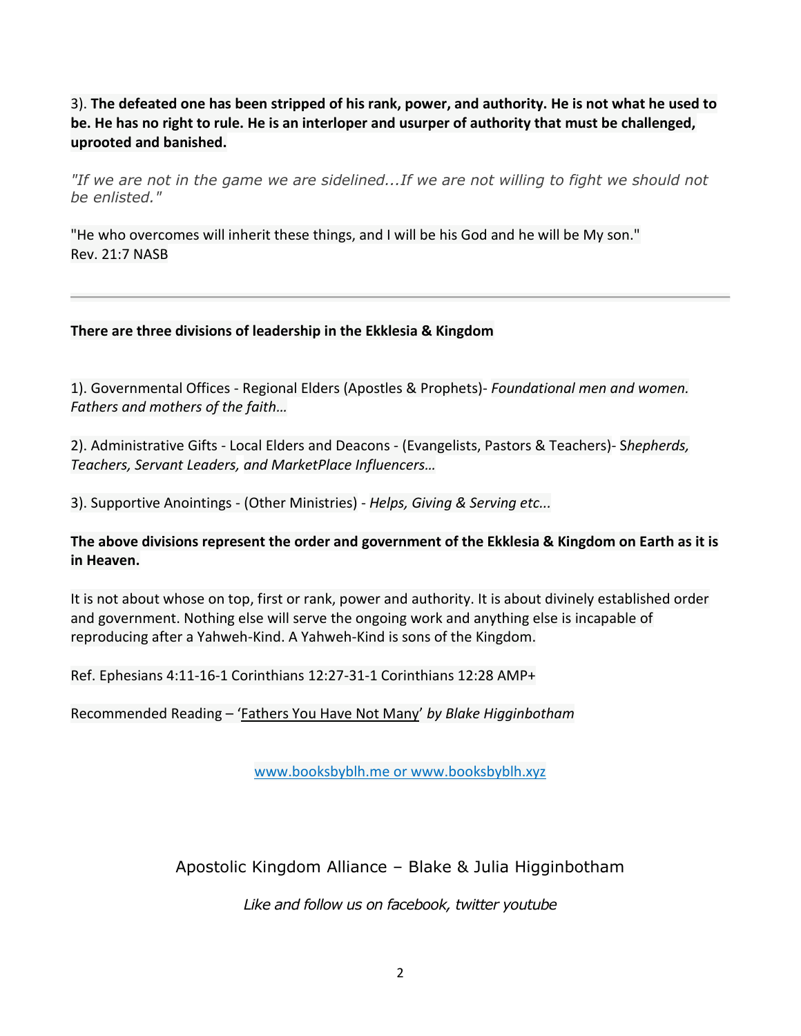3). **The defeated one has been stripped of his rank, power, and authority. He is not what he used to be. He has no right to rule. He is an interloper and usurper of authority that must be challenged, uprooted and banished.**

*"If we are not in the game we are sidelined...If we are not willing to fight we should not be enlisted."*

"He who overcomes will inherit these things, and I will be his God and he will be My son."
Rev. 21:7 NASB

---

**There are three divisions of leadership in the Ekklesia & Kingdom**

1). Governmental Offices - Regional Elders (Apostles & Prophets)- *Foundational men and women. Fathers and mothers of the faith…*

2). Administrative Gifts - Local Elders and Deacons - (Evangelists, Pastors & Teachers)- S*hepherds, Teachers, Servant Leaders, and MarketPlace Influencers…*

3). Supportive Anointings - (Other Ministries) - *Helps, Giving & Serving etc...*

**The above divisions represent the order and government of the Ekklesia & Kingdom on Earth as it is in Heaven.**

It is not about whose on top, first or rank, power and authority. It is about divinely established order and government. Nothing else will serve the ongoing work and anything else is incapable of reproducing after a Yahweh-Kind. A Yahweh-Kind is sons of the Kingdom.

Ref. Ephesians 4:11-16-1 Corinthians 12:27-31-1 Corinthians 12:28 AMP+

Recommended Reading – 'Fathers You Have Not Many' *by Blake Higginbotham*

www.booksbyblh.me or www.booksbyblh.xyz

Apostolic Kingdom Alliance – Blake & Julia Higginbotham

*Like and follow us on facebook, twitter youtube*